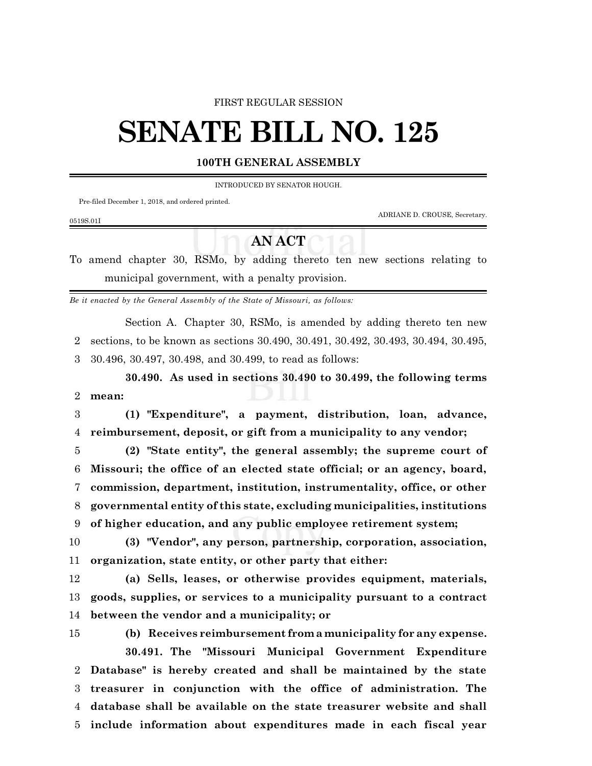FIRST REGULAR SESSION

# SENATE BILL NO. 125

**100TH GENERAL ASSEMBLY**

INTRODUCED BY SENATOR HOUGH.

Pre-filed December 1, 2018, and ordered printed.

ADRIANE D. CROUSE, Secretary.

0519S.01I

## AN ACT

To amend chapter 30, RSMo, by adding thereto ten new sections relating to municipal government, with a penalty provision.

*Be it enacted by the General Assembly of the State of Missouri, as follows:*

Section A. Chapter 30, RSMo, is amended by adding thereto ten new sections, to be known as sections 30.490, 30.491, 30.492, 30.493, 30.494, 30.495, 30.496, 30.497, 30.498, and 30.499, to read as follows:

**30.490. As used in sections 30.490 to 30.499, the following terms mean:**

**(1) "Expenditure", a payment, distribution, loan, advance, reimbursement, deposit, or gift from a municipality to any vendor;**

**(2) "State entity", the general assembly; the supreme court of Missouri; the office of an elected state official; or an agency, board, commission, department, institution, instrumentality, office, or other governmental entity of this state, excluding municipalities, institutions of higher education, and any public employee retirement system;**

**(3) "Vendor", any person, partnership, corporation, association, organization, state entity, or other party that either:**

**(a) Sells, leases, or otherwise provides equipment, materials, goods, supplies, or services to a municipality pursuant to a contract between the vendor and a municipality; or**

**(b) Receives reimbursement from a municipality for any expense.**

**30.491. The "Missouri Municipal Government Expenditure Database" is hereby created and shall be maintained by the state treasurer in conjunction with the office of administration. The database shall be available on the state treasurer website and shall include information about expenditures made in each fiscal year**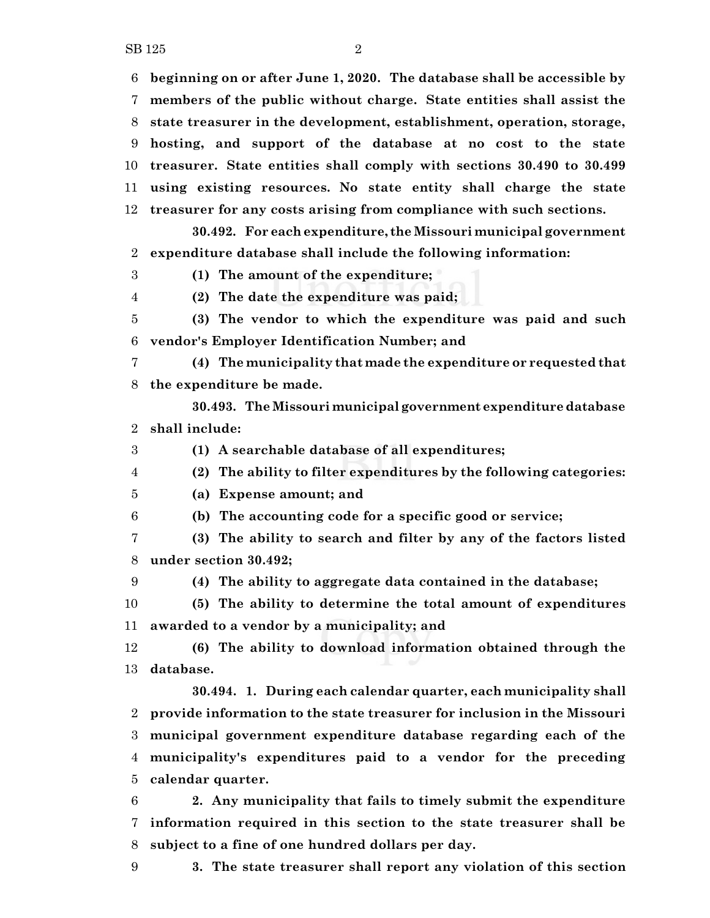**beginning on or after June 1, 2020. The database shall be accessible by members of the public without charge. State entities shall assist the state treasurer in the development, establishment, operation, storage, hosting, and support of the database at no cost to the state treasurer. State entities shall comply with sections 30.490 to 30.499 using existing resources. No state entity shall charge the state treasurer for any costs arising from compliance with such sections.**

**30.492. For each expenditure, the Missouri municipal government expenditure database shall include the following information:**

**(1) The amount of the expenditure;**

**(2) The date the expenditure was paid;**

**(3) The vendor to which the expenditure was paid and such vendor's Employer Identification Number; and**

**(4) The municipality that made the expenditure or requested that the expenditure be made.**

**30.493. The Missouri municipal government expenditure database shall include:**

**(1) A searchable database of all expenditures;**

**(2) The ability to filter expenditures by the following categories:**

**(a) Expense amount; and**

**(b) The accounting code for a specific good or service;**

**(3) The ability to search and filter by any of the factors listed under section 30.492;**

**(4) The ability to aggregate data contained in the database;**

**(5) The ability to determine the total amount of expenditures awarded to a vendor by a municipality; and**

**(6) The ability to download information obtained through the database.**

**30.494. 1. During each calendar quarter, each municipality shall provide information to the state treasurer for inclusion in the Missouri municipal government expenditure database regarding each of the municipality's expenditures paid to a vendor for the preceding calendar quarter.**

**2. Any municipality that fails to timely submit the expenditure information required in this section to the state treasurer shall be subject to a fine of one hundred dollars per day.**

**3. The state treasurer shall report any violation of this section**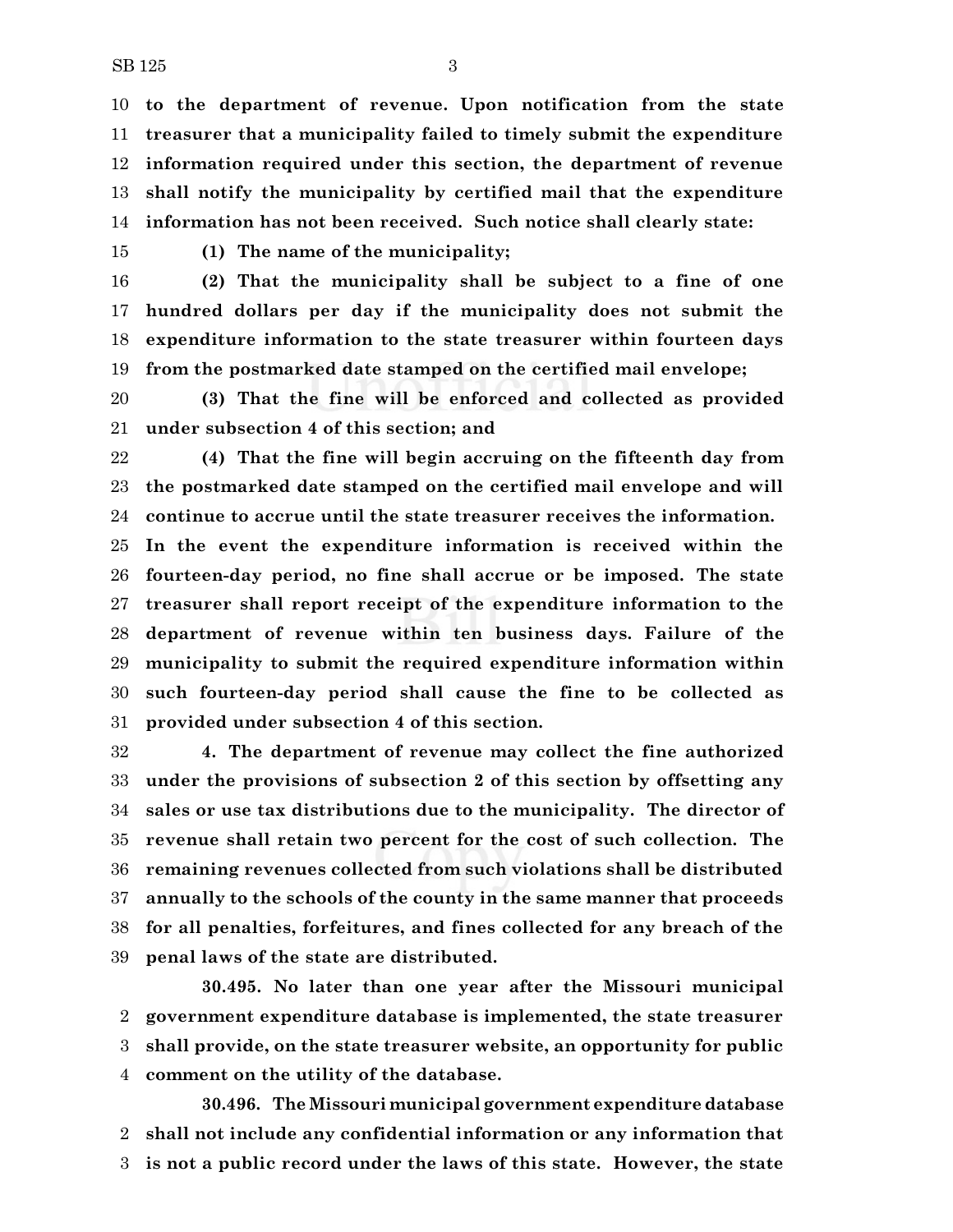**to the department of revenue. Upon notification from the state treasurer that a municipality failed to timely submit the expenditure information required under this section, the department of revenue shall notify the municipality by certified mail that the expenditure information has not been received. Such notice shall clearly state:**

**(1) The name of the municipality;**

**(2) That the municipality shall be subject to a fine of one hundred dollars per day if the municipality does not submit the expenditure information to the state treasurer within fourteen days from the postmarked date stamped on the certified mail envelope;**

**(3) That the fine will be enforced and collected as provided under subsection 4 of this section; and**

**(4) That the fine will begin accruing on the fifteenth day from the postmarked date stamped on the certified mail envelope and will continue to accrue until the state treasurer receives the information. In the event the expenditure information is received within the fourteen-day period, no fine shall accrue or be imposed. The state treasurer shall report receipt of the expenditure information to the department of revenue within ten business days. Failure of the municipality to submit the required expenditure information within such fourteen-day period shall cause the fine to be collected as provided under subsection 4 of this section.**

**4. The department of revenue may collect the fine authorized under the provisions of subsection 2 of this section by offsetting any sales or use tax distributions due to the municipality. The director of revenue shall retain two percent for the cost of such collection. The remaining revenues collected from such violations shall be distributed annually to the schools of the county in the same manner that proceeds for all penalties, forfeitures, and fines collected for any breach of the penal laws of the state are distributed.**

**30.495. No later than one year after the Missouri municipal government expenditure database is implemented, the state treasurer shall provide, on the state treasurer website, an opportunity for public comment on the utility of the database.**

**30.496. The Missouri municipal government expenditure database shall not include any confidential information or any information that is not a public record under the laws of this state. However, the state**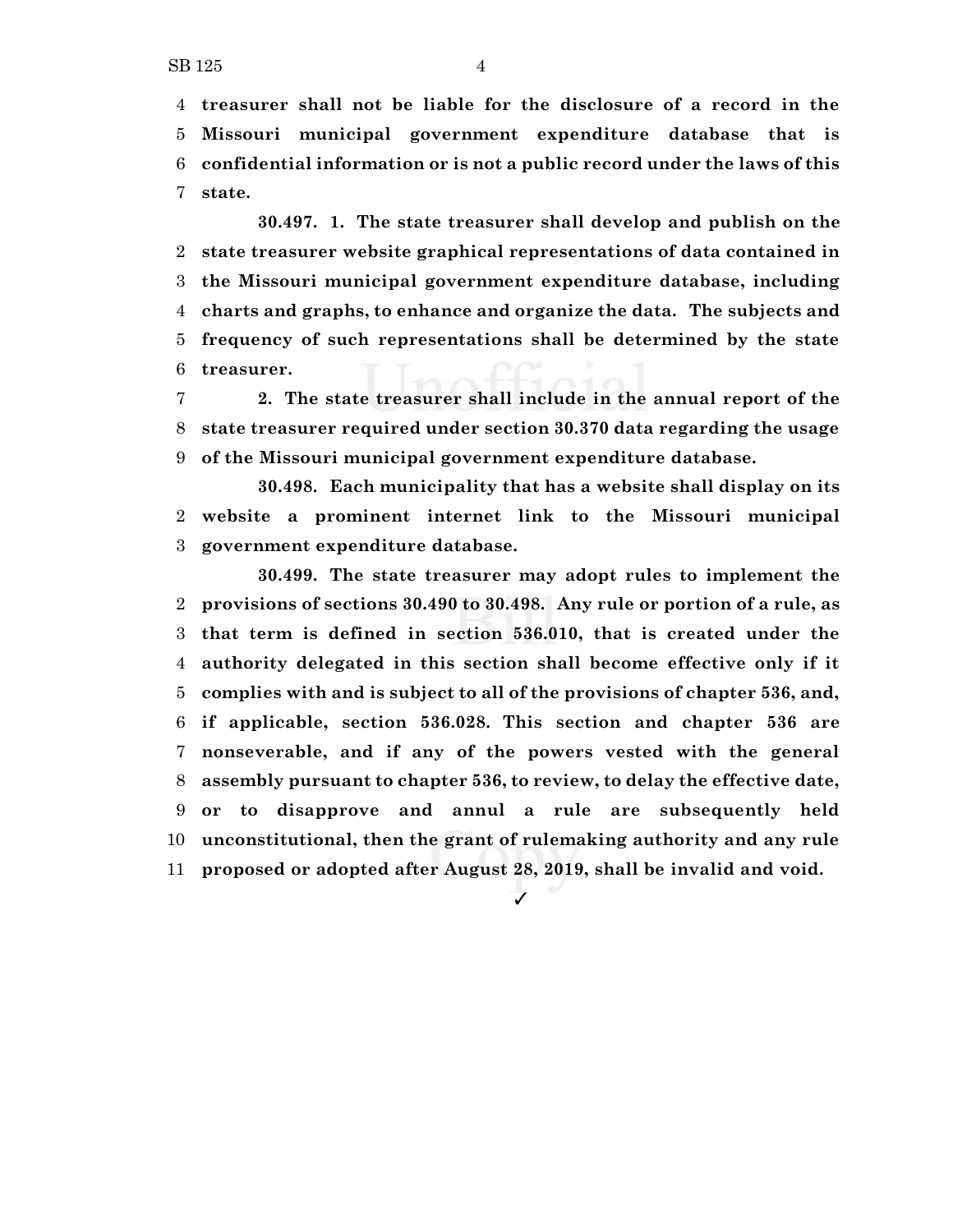**treasurer shall not be liable for the disclosure of a record in the Missouri municipal government expenditure database that is confidential information or is not a public record under the laws of this state.**

**30.497. 1. The state treasurer shall develop and publish on the state treasurer website graphical representations of data contained in the Missouri municipal government expenditure database, including charts and graphs, to enhance and organize the data. The subjects and frequency of such representations shall be determined by the state treasurer.**

**2. The state treasurer shall include in the annual report of the state treasurer required under section 30.370 data regarding the usage of the Missouri municipal government expenditure database.**

**30.498. Each municipality that has a website shall display on its website a prominent internet link to the Missouri municipal government expenditure database.**

**30.499. The state treasurer may adopt rules to implement the provisions of sections 30.490 to 30.498. Any rule or portion of a rule, as that term is defined in section 536.010, that is created under the authority delegated in this section shall become effective only if it complies with and is subject to all of the provisions of chapter 536, and, if applicable, section 536.028. This section and chapter 536 are nonseverable, and if any of the powers vested with the general assembly pursuant to chapter 536, to review, to delay the effective date, or to disapprove and annul a rule are subsequently held unconstitutional, then the grant of rulemaking authority and any rule proposed or adopted after August 28, 2019, shall be invalid and void.**

✓